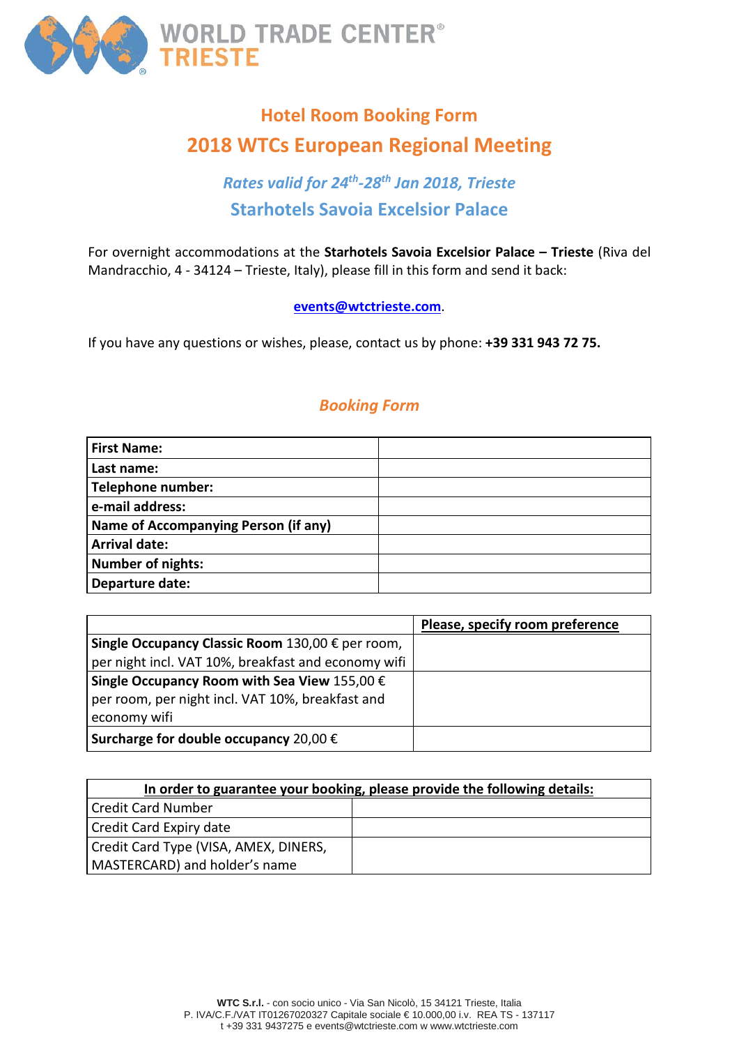WORLD TRADE CENTER®
TRIESTE

## Hotel Room Booking Form

# 2018 WTCs European Regional Meeting

### *Rates valid for 24th-28th Jan 2018, Trieste*

### Starhotels Savoia Excelsior Palace

For overnight accommodations at the **Starhotels Savoia Excelsior Palace – Trieste** (Riva del Mandracchio, 4 - 34124 – Trieste, Italy), please fill in this form and send it back:

**events@wtctrieste.com**.

If you have any questions or wishes, please, contact us by phone: **+39 331 943 72 75.**

### *Booking Form*

| | |
|---|---|
| **First Name:** | |
| **Last name:** | |
| **Telephone number:** | |
| **e-mail address:** | |
| **Name of Accompanying Person (if any)** | |
| **Arrival date:** | |
| **Number of nights:** | |
| **Departure date:** | |

| | **Please, specify room preference** |
|---|---|
| **Single Occupancy Classic Room** 130,00 € per room, per night incl. VAT 10%, breakfast and economy wifi | |
| **Single Occupancy Room with Sea View** 155,00 € per room, per night incl. VAT 10%, breakfast and economy wifi | |
| **Surcharge for double occupancy** 20,00 € | |

| **In order to guarantee your booking, please provide the following details:** | |
|---|---|
| Credit Card Number | |
| Credit Card Expiry date | |
| Credit Card Type (VISA, AMEX, DINERS, MASTERCARD) and holder's name | |

**WTC S.r.l.** - con socio unico - Via San Nicolò, 15 34121 Trieste, Italia
P. IVA/C.F./VAT IT01267020327 Capitale sociale € 10.000,00 i.v. REA TS - 137117
t +39 331 9437275 e events@wtctrieste.com w www.wtctrieste.com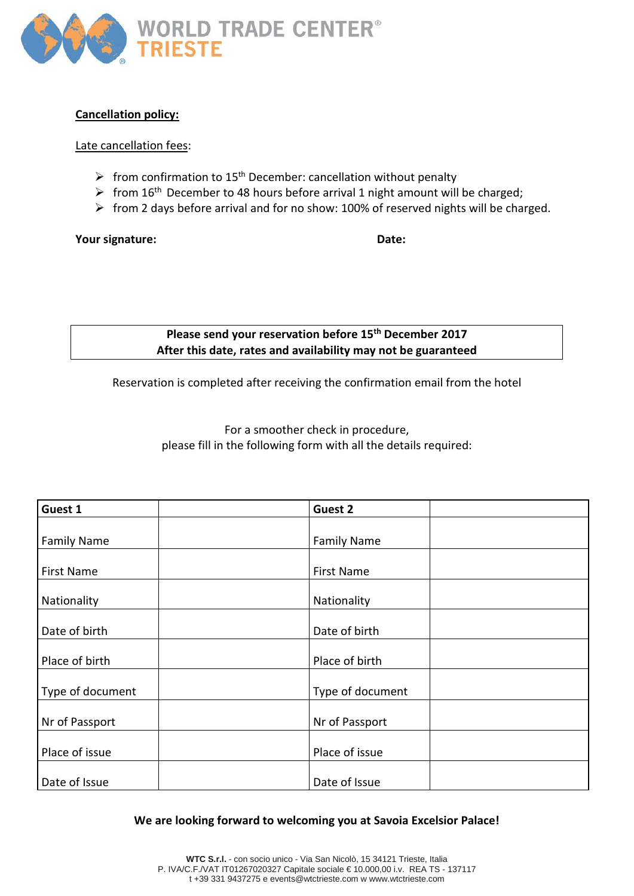**WORLD TRADE CENTER® TRIESTE**

**Cancellation policy:**

Late cancellation fees:

- from confirmation to 15th December: cancellation without penalty
- from 16th December to 48 hours before arrival 1 night amount will be charged;
- from 2 days before arrival and for no show: 100% of reserved nights will be charged.

**Your signature:** **Date:**

**Please send your reservation before 15th December 2017**
**After this date, rates and availability may not be guaranteed**

Reservation is completed after receiving the confirmation email from the hotel

For a smoother check in procedure,
please fill in the following form with all the details required:

| **Guest 1** | | **Guest 2** | |
|---|---|---|---|
| Family Name | | Family Name | |
| First Name | | First Name | |
| Nationality | | Nationality | |
| Date of birth | | Date of birth | |
| Place of birth | | Place of birth | |
| Type of document | | Type of document | |
| Nr of Passport | | Nr of Passport | |
| Place of issue | | Place of issue | |
| Date of Issue | | Date of Issue | |

**We are looking forward to welcoming you at Savoia Excelsior Palace!**

**WTC S.r.l.** - con socio unico - Via San Nicolò, 15 34121 Trieste, Italia
P. IVA/C.F./VAT IT01267020327 Capitale sociale € 10.000,00 i.v. REA TS - 137117
t +39 331 9437275 e events@wtctrieste.com w www.wtctrieste.com